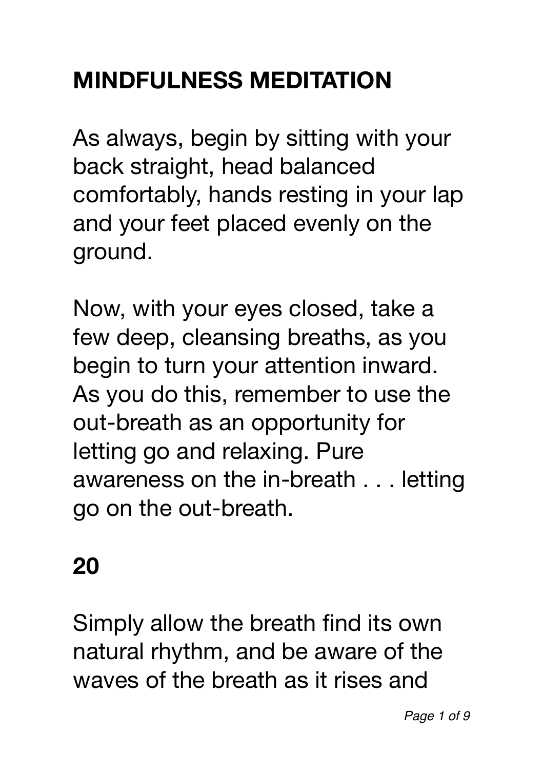# MINDFULNESS MEDITATION

As always, begin by sitting with your back straight, head balanced comfortably, hands resting in your lap and your feet placed evenly on the ground.

Now, with your eyes closed, take a few deep, cleansing breaths, as you begin to turn your attention inward. As you do this, remember to use the out-breath as an opportunity for letting go and relaxing. Pure awareness on the in-breath . . . letting go on the out-breath.

**20**

Simply allow the breath find its own natural rhythm, and be aware of the waves of the breath as it rises and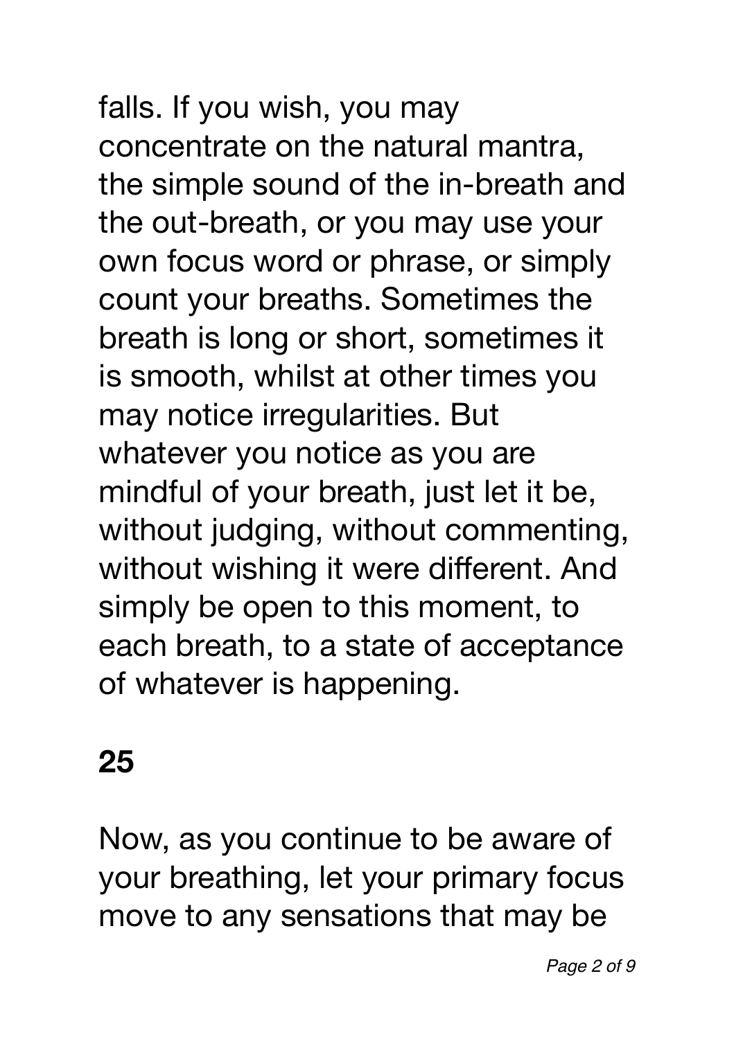falls. If you wish, you may concentrate on the natural mantra, the simple sound of the in-breath and the out-breath, or you may use your own focus word or phrase, or simply count your breaths. Sometimes the breath is long or short, sometimes it is smooth, whilst at other times you may notice irregularities. But whatever you notice as you are mindful of your breath, just let it be, without judging, without commenting, without wishing it were different. And simply be open to this moment, to each breath, to a state of acceptance of whatever is happening.

**25**

Now, as you continue to be aware of your breathing, let your primary focus move to any sensations that may be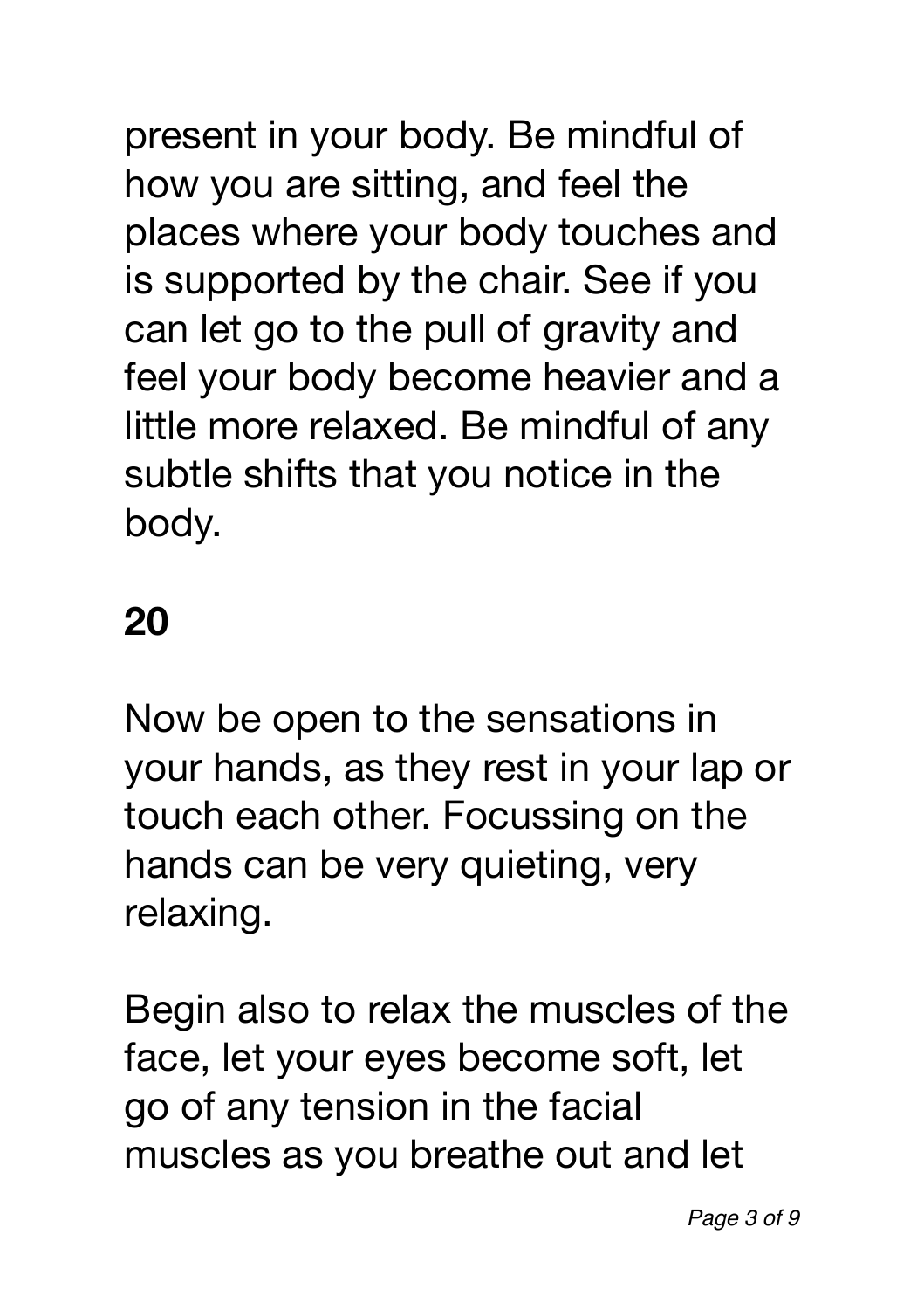present in your body. Be mindful of how you are sitting, and feel the places where your body touches and is supported by the chair. See if you can let go to the pull of gravity and feel your body become heavier and a little more relaxed. Be mindful of any subtle shifts that you notice in the body.

**20**

Now be open to the sensations in your hands, as they rest in your lap or touch each other. Focussing on the hands can be very quieting, very relaxing.

Begin also to relax the muscles of the face, let your eyes become soft, let go of any tension in the facial muscles as you breathe out and let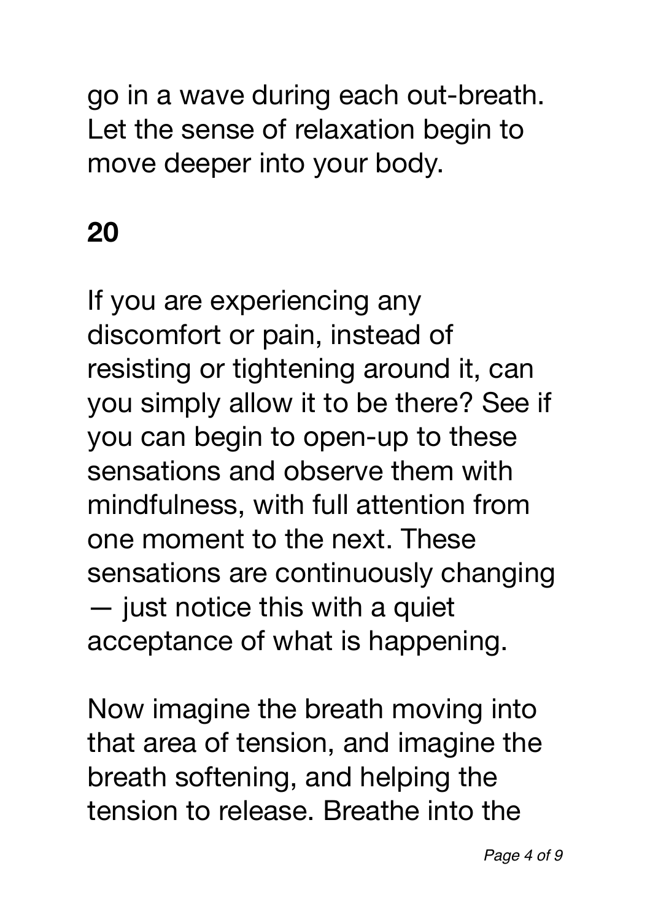go in a wave during each out-breath. Let the sense of relaxation begin to move deeper into your body.

**20**

If you are experiencing any discomfort or pain, instead of resisting or tightening around it, can you simply allow it to be there? See if you can begin to open-up to these sensations and observe them with mindfulness, with full attention from one moment to the next. These sensations are continuously changing — just notice this with a quiet acceptance of what is happening.

Now imagine the breath moving into that area of tension, and imagine the breath softening, and helping the tension to release. Breathe into the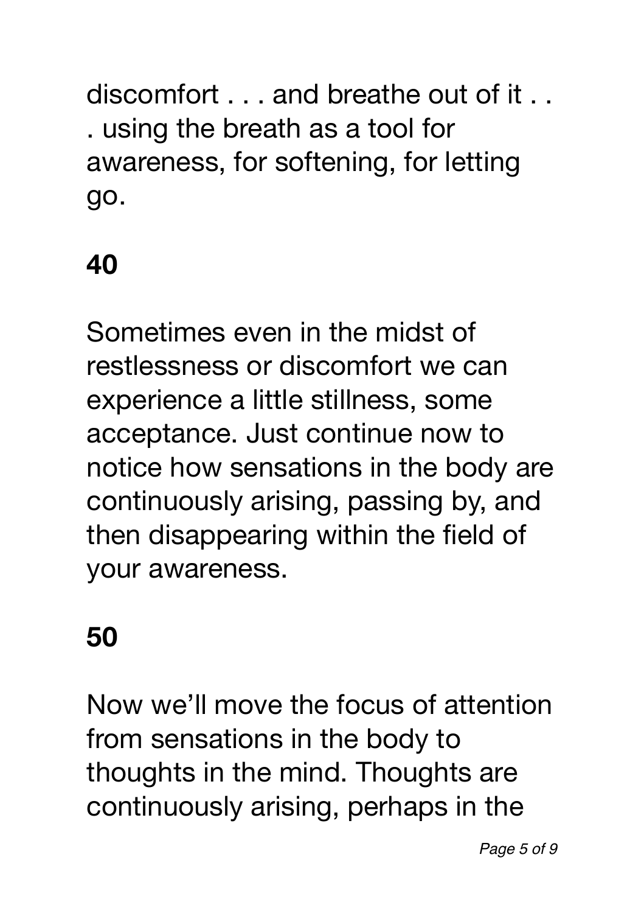discomfort . . . and breathe out of it . . . using the breath as a tool for awareness, for softening, for letting go.

**40**

Sometimes even in the midst of restlessness or discomfort we can experience a little stillness, some acceptance. Just continue now to notice how sensations in the body are continuously arising, passing by, and then disappearing within the field of your awareness.

**50**

Now we'll move the focus of attention from sensations in the body to thoughts in the mind. Thoughts are continuously arising, perhaps in the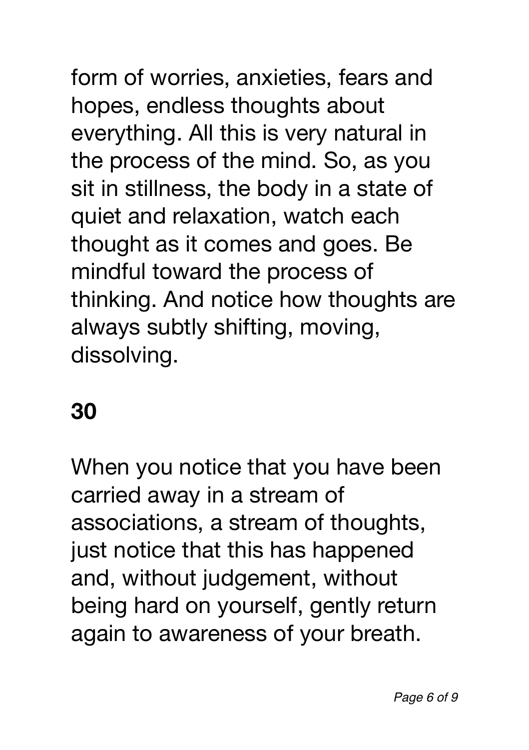form of worries, anxieties, fears and hopes, endless thoughts about everything. All this is very natural in the process of the mind. So, as you sit in stillness, the body in a state of quiet and relaxation, watch each thought as it comes and goes. Be mindful toward the process of thinking. And notice how thoughts are always subtly shifting, moving, dissolving.

**30**

When you notice that you have been carried away in a stream of associations, a stream of thoughts, just notice that this has happened and, without judgement, without being hard on yourself, gently return again to awareness of your breath.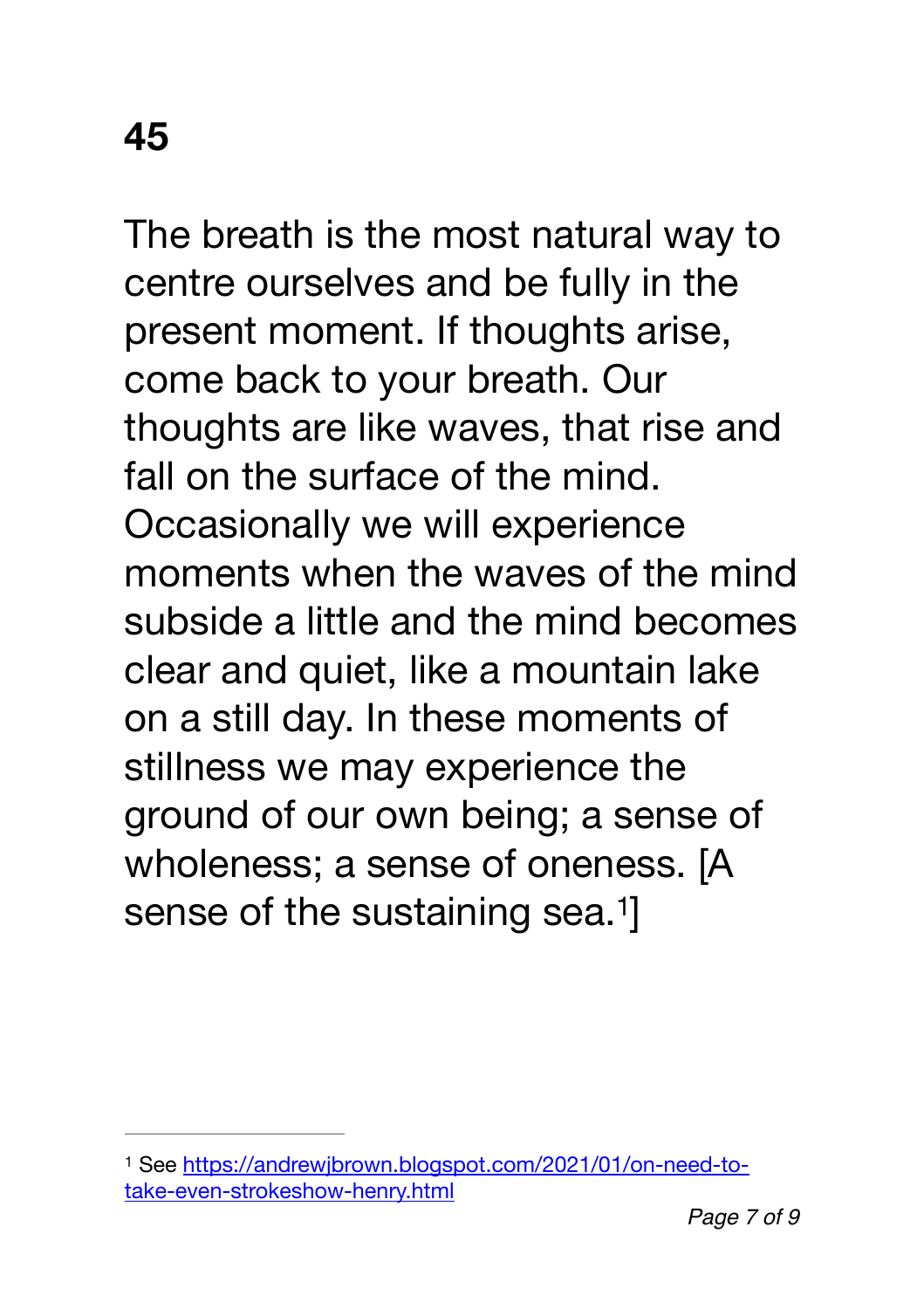**45**

The breath is the most natural way to centre ourselves and be fully in the present moment. If thoughts arise, come back to your breath. Our thoughts are like waves, that rise and fall on the surface of the mind. Occasionally we will experience moments when the waves of the mind subside a little and the mind becomes clear and quiet, like a mountain lake on a still day. In these moments of stillness we may experience the ground of our own being; a sense of wholeness; a sense of oneness. [A sense of the sustaining sea.[1]]

---

[1] See https://andrewjbrown.blogspot.com/2021/01/on-need-to-take-even-strokeshow-henry.html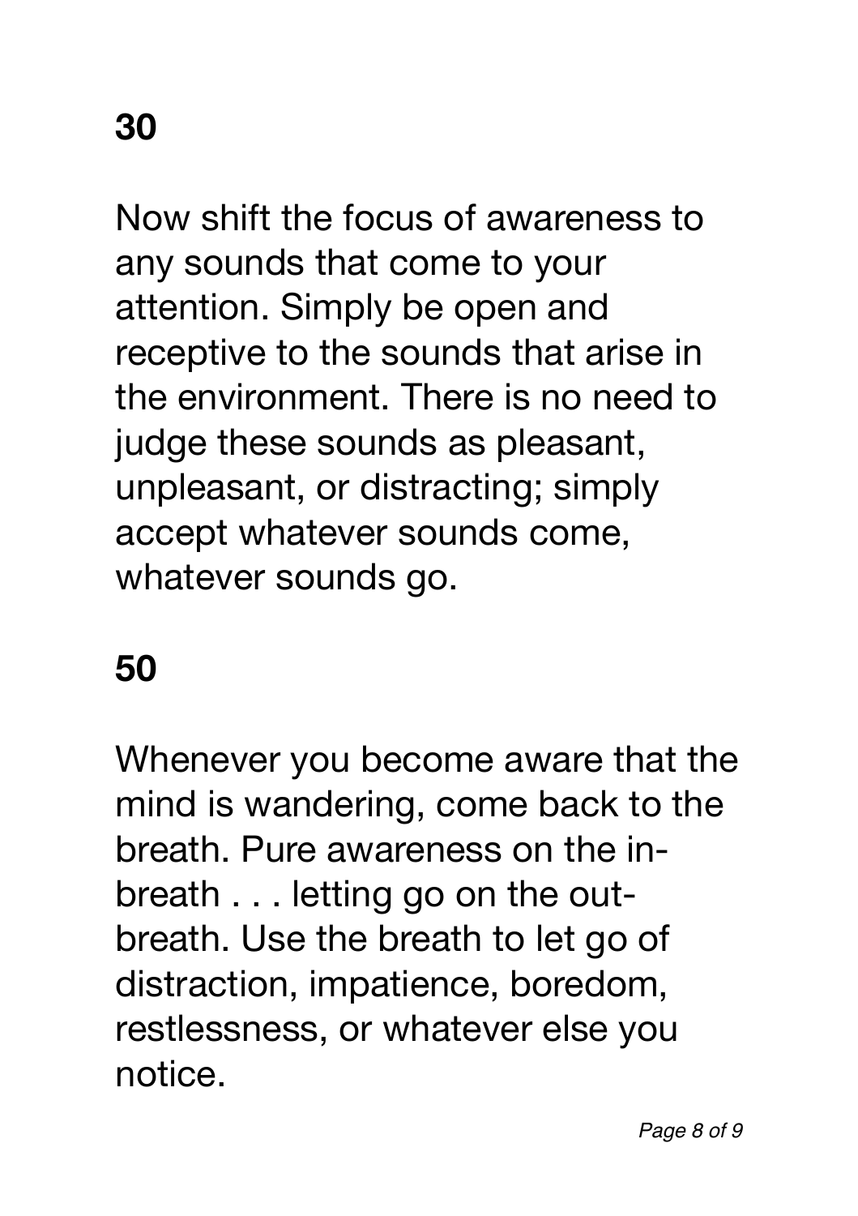**30**

Now shift the focus of awareness to any sounds that come to your attention. Simply be open and receptive to the sounds that arise in the environment. There is no need to judge these sounds as pleasant, unpleasant, or distracting; simply accept whatever sounds come, whatever sounds go.

**50**

Whenever you become aware that the mind is wandering, come back to the breath. Pure awareness on the in-breath . . . letting go on the out-breath. Use the breath to let go of distraction, impatience, boredom, restlessness, or whatever else you notice.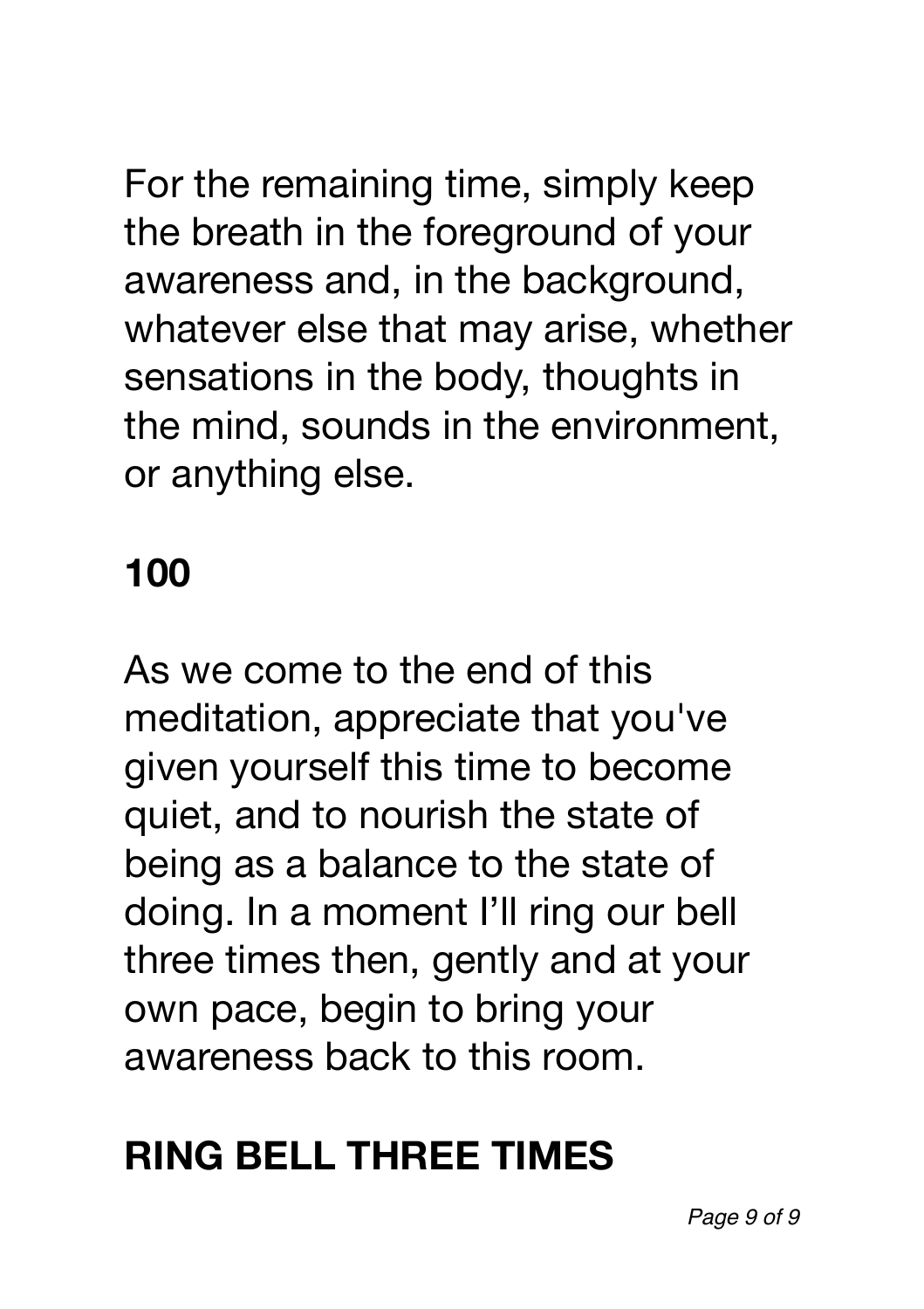For the remaining time, simply keep the breath in the foreground of your awareness and, in the background, whatever else that may arise, whether sensations in the body, thoughts in the mind, sounds in the environment, or anything else.

**100**

As we come to the end of this meditation, appreciate that you've given yourself this time to become quiet, and to nourish the state of being as a balance to the state of doing. In a moment I'll ring our bell three times then, gently and at your own pace, begin to bring your awareness back to this room.

**RING BELL THREE TIMES**